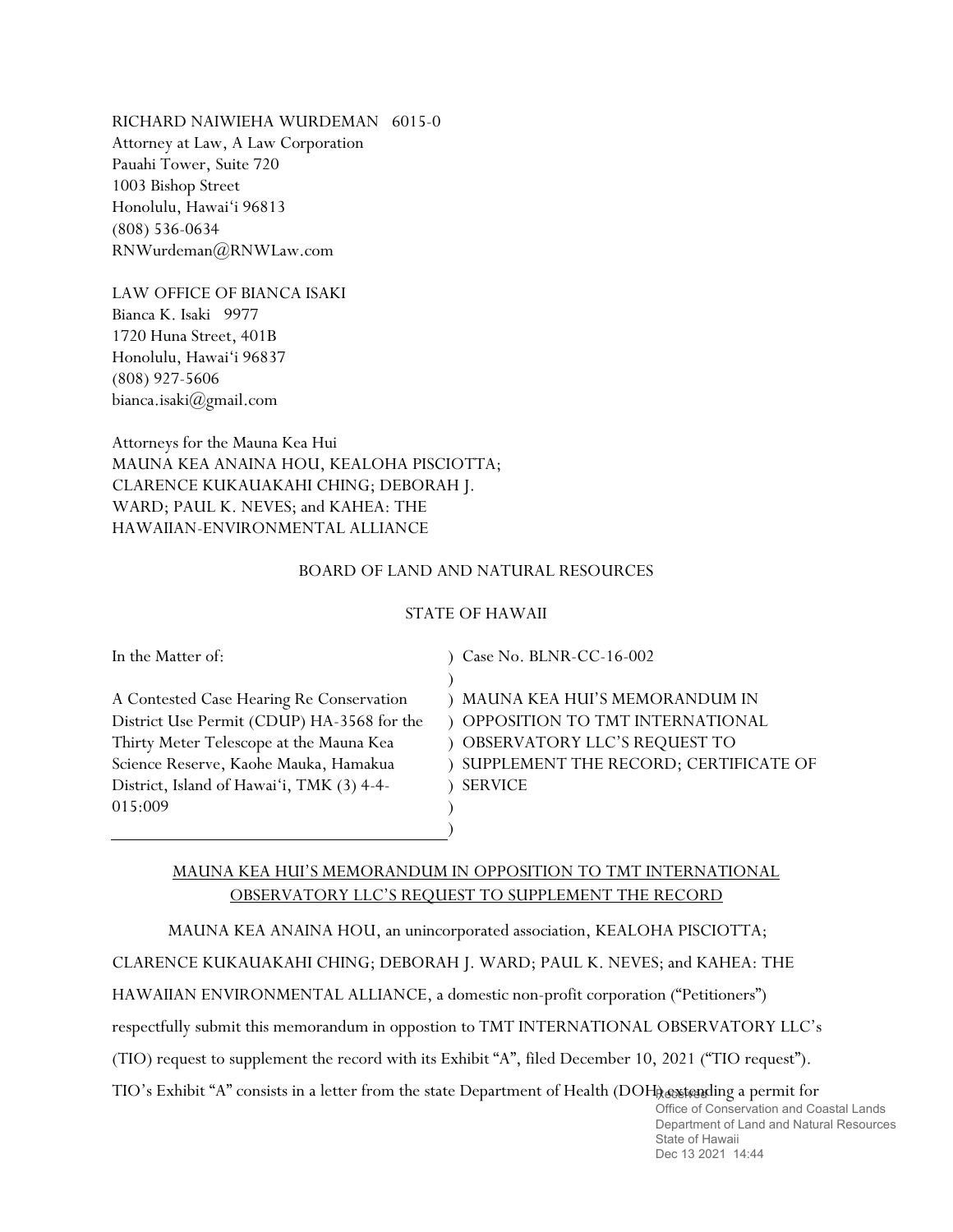RICHARD NAIWIEHA WURDEMAN 6015-0
Attorney at Law, A Law Corporation
Pauahi Tower, Suite 720
1003 Bishop Street
Honolulu, Hawai'i 96813
(808) 536-0634
RNWurdeman@RNWLaw.com

LAW OFFICE OF BIANCA ISAKI
Bianca K. Isaki 9977
1720 Huna Street, 401B
Honolulu, Hawai'i 96837
(808) 927-5606
bianca.isaki@gmail.com

Attorneys for the Mauna Kea Hui
MAUNA KEA ANAINA HOU, KEALOHA PISCIOTTA; CLARENCE KUKAUAKAHI CHING; DEBORAH J. WARD; PAUL K. NEVES; and KAHEA: THE HAWAIIAN-ENVIRONMENTAL ALLIANCE

BOARD OF LAND AND NATURAL RESOURCES

STATE OF HAWAII

| | |
|---|---|
| In the Matter of:<br><br>A Contested Case Hearing Re Conservation District Use Permit (CDUP) HA-3568 for the Thirty Meter Telescope at the Mauna Kea Science Reserve, Kaohe Mauka, Hamakua District, Island of Hawai'i, TMK (3) 4-4-015:009 | Case No. BLNR-CC-16-002<br><br>MAUNA KEA HUI'S MEMORANDUM IN OPPOSITION TO TMT INTERNATIONAL OBSERVATORY LLC'S REQUEST TO SUPPLEMENT THE RECORD; CERTIFICATE OF SERVICE |

## MAUNA KEA HUI'S MEMORANDUM IN OPPOSITION TO TMT INTERNATIONAL OBSERVATORY LLC'S REQUEST TO SUPPLEMENT THE RECORD

MAUNA KEA ANAINA HOU, an unincorporated association, KEALOHA PISCIOTTA; CLARENCE KUKAUAKAHI CHING; DEBORAH J. WARD; PAUL K. NEVES; and KAHEA: THE HAWAIIAN ENVIRONMENTAL ALLIANCE, a domestic non-profit corporation ("Petitioners") respectfully submit this memorandum in oppostion to TMT INTERNATIONAL OBSERVATORY LLC's (TIO) request to supplement the record with its Exhibit "A", filed December 10, 2021 ("TIO request"). TIO's Exhibit "A" consists in a letter from the state Department of Health (DOH) extending a permit for

Received
Office of Conservation and Coastal Lands
Department of Land and Natural Resources
State of Hawaii
Dec 13 2021 14:44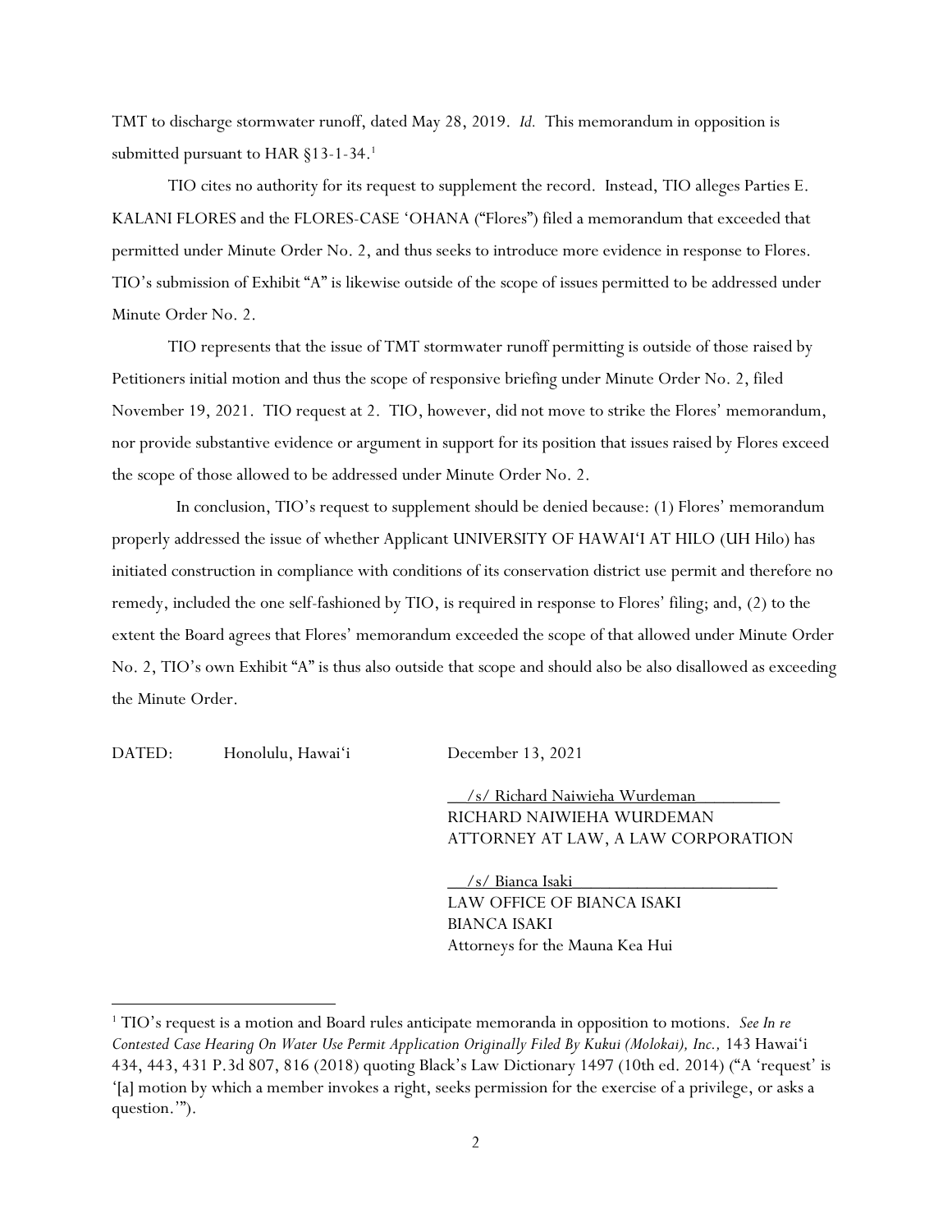TMT to discharge stormwater runoff, dated May 28, 2019. *Id.* This memorandum in opposition is submitted pursuant to HAR §13-1-34.[1]

TIO cites no authority for its request to supplement the record. Instead, TIO alleges Parties E. KALANI FLORES and the FLORES-CASE ʻOHANA ("Flores") filed a memorandum that exceeded that permitted under Minute Order No. 2, and thus seeks to introduce more evidence in response to Flores. TIO's submission of Exhibit "A" is likewise outside of the scope of issues permitted to be addressed under Minute Order No. 2.

TIO represents that the issue of TMT stormwater runoff permitting is outside of those raised by Petitioners initial motion and thus the scope of responsive briefing under Minute Order No. 2, filed November 19, 2021. TIO request at 2. TIO, however, did not move to strike the Flores' memorandum, nor provide substantive evidence or argument in support for its position that issues raised by Flores exceed the scope of those allowed to be addressed under Minute Order No. 2.

In conclusion, TIO's request to supplement should be denied because: (1) Flores' memorandum properly addressed the issue of whether Applicant UNIVERSITY OF HAWAIʻI AT HILO (UH Hilo) has initiated construction in compliance with conditions of its conservation district use permit and therefore no remedy, included the one self-fashioned by TIO, is required in response to Flores' filing; and, (2) to the extent the Board agrees that Flores' memorandum exceeded the scope of that allowed under Minute Order No. 2, TIO's own Exhibit "A" is thus also outside that scope and should also be also disallowed as exceeding the Minute Order.

DATED: Honolulu, Hawaiʻi December 13, 2021

/s/ Richard Naiwieha Wurdeman
RICHARD NAIWIEHA WURDEMAN
ATTORNEY AT LAW, A LAW CORPORATION

/s/ Bianca Isaki
LAW OFFICE OF BIANCA ISAKI
BIANCA ISAKI
Attorneys for the Mauna Kea Hui

---

[1] TIO's request is a motion and Board rules anticipate memoranda in opposition to motions. *See In re Contested Case Hearing On Water Use Permit Application Originally Filed By Kukui (Molokai), Inc.,* 143 Hawaiʻi 434, 443, 431 P.3d 807, 816 (2018) quoting Black's Law Dictionary 1497 (10th ed. 2014) ("A 'request' is '[a] motion by which a member invokes a right, seeks permission for the exercise of a privilege, or asks a question.'").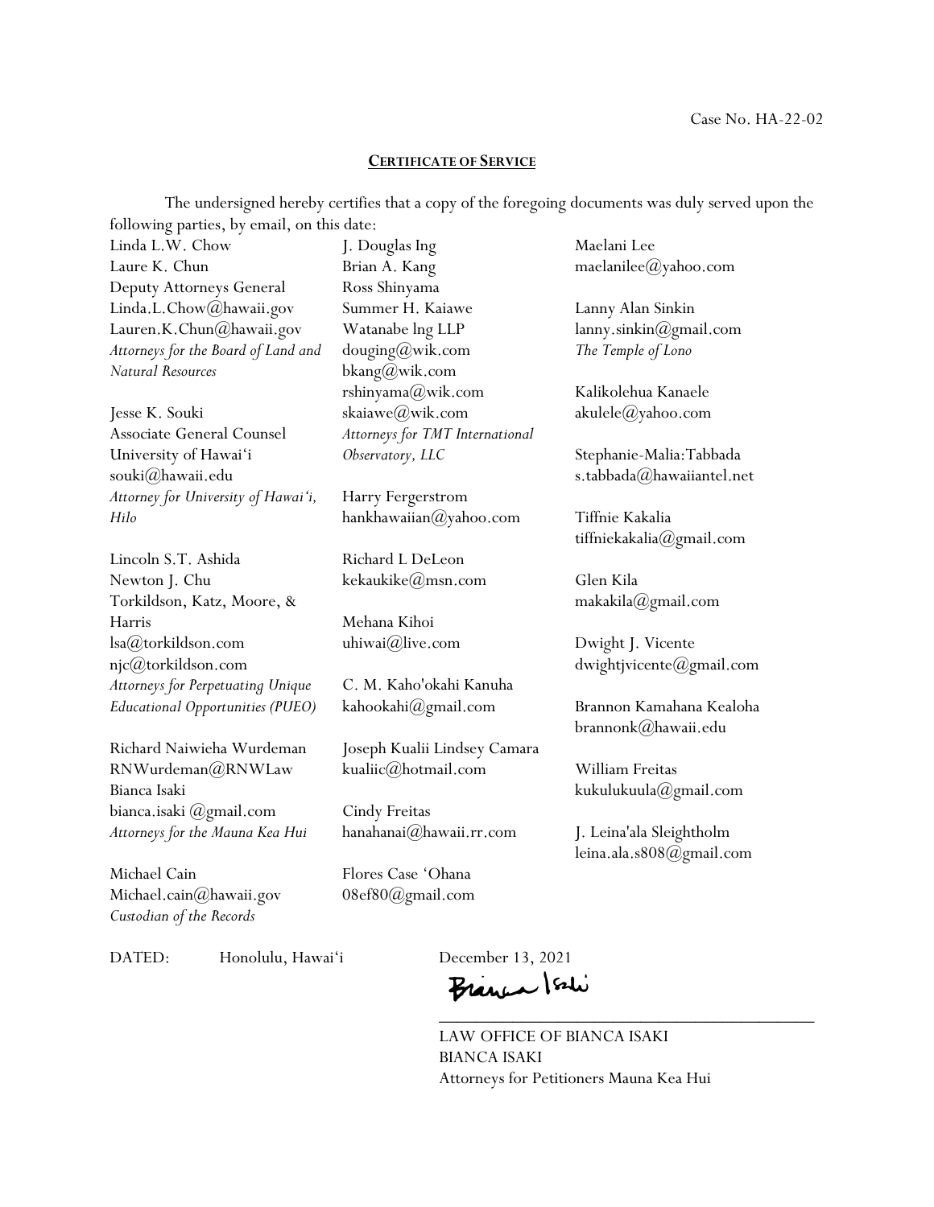Case No. HA-22-02

**CERTIFICATE OF SERVICE**

The undersigned hereby certifies that a copy of the foregoing documents was duly served upon the following parties, by email, on this date:

Linda L.W. Chow
Laure K. Chun
Deputy Attorneys General
Linda.L.Chow@hawaii.gov
Lauren.K.Chun@hawaii.gov
*Attorneys for the Board of Land and Natural Resources*

Jesse K. Souki
Associate General Counsel
University of Hawai'i
souki@hawaii.edu
*Attorney for University of Hawai'i, Hilo*

Lincoln S.T. Ashida
Newton J. Chu
Torkildson, Katz, Moore, & Harris
lsa@torkildson.com
njc@torkildson.com
*Attorneys for Perpetuating Unique Educational Opportunities (PUEO)*

Richard Naiwieha Wurdeman
RNWurdeman@RNWLaw
Bianca Isaki
bianca.isaki @gmail.com
*Attorneys for the Mauna Kea Hui*

Michael Cain
Michael.cain@hawaii.gov
*Custodian of the Records*

J. Douglas Ing
Brian A. Kang
Ross Shinyama
Summer H. Kaiawe
Watanabe lng LLP
douging@wik.com
bkang@wik.com
rshinyama@wik.com
skaiawe@wik.com
*Attorneys for TMT International Observatory, LLC*

Harry Fergerstrom
hankhawaiian@yahoo.com

Richard L DeLeon
kekaukike@msn.com

Mehana Kihoi
uhiwai@live.com

C. M. Kaho'okahi Kanuha
kahookahi@gmail.com

Joseph Kualii Lindsey Camara
kualiic@hotmail.com

Cindy Freitas
hanahanai@hawaii.rr.com

Flores Case 'Ohana
08ef80@gmail.com

Maelani Lee
maelanilee@yahoo.com

Lanny Alan Sinkin
lanny.sinkin@gmail.com
*The Temple of Lono*

Kalikolehua Kanaele
akulele@yahoo.com

Stephanie-Malia:Tabbada
s.tabbada@hawaiiantel.net

Tiffnie Kakalia
tiffniekakalia@gmail.com

Glen Kila
makakila@gmail.com

Dwight J. Vicente
dwightjvicente@gmail.com

Brannon Kamahana Kealoha
brannonk@hawaii.edu

William Freitas
kukulukuula@gmail.com

J. Leina'ala Sleightholm
leina.ala.s808@gmail.com

DATED: Honolulu, Hawai'i December 13, 2021

Bianca Isaki
\_\_\_\_\_\_\_\_\_\_\_\_\_\_\_\_\_\_\_\_\_\_\_\_\_\_\_\_\_\_\_\_\_\_\_\_\_\_\_\_
LAW OFFICE OF BIANCA ISAKI
BIANCA ISAKI
Attorneys for Petitioners Mauna Kea Hui